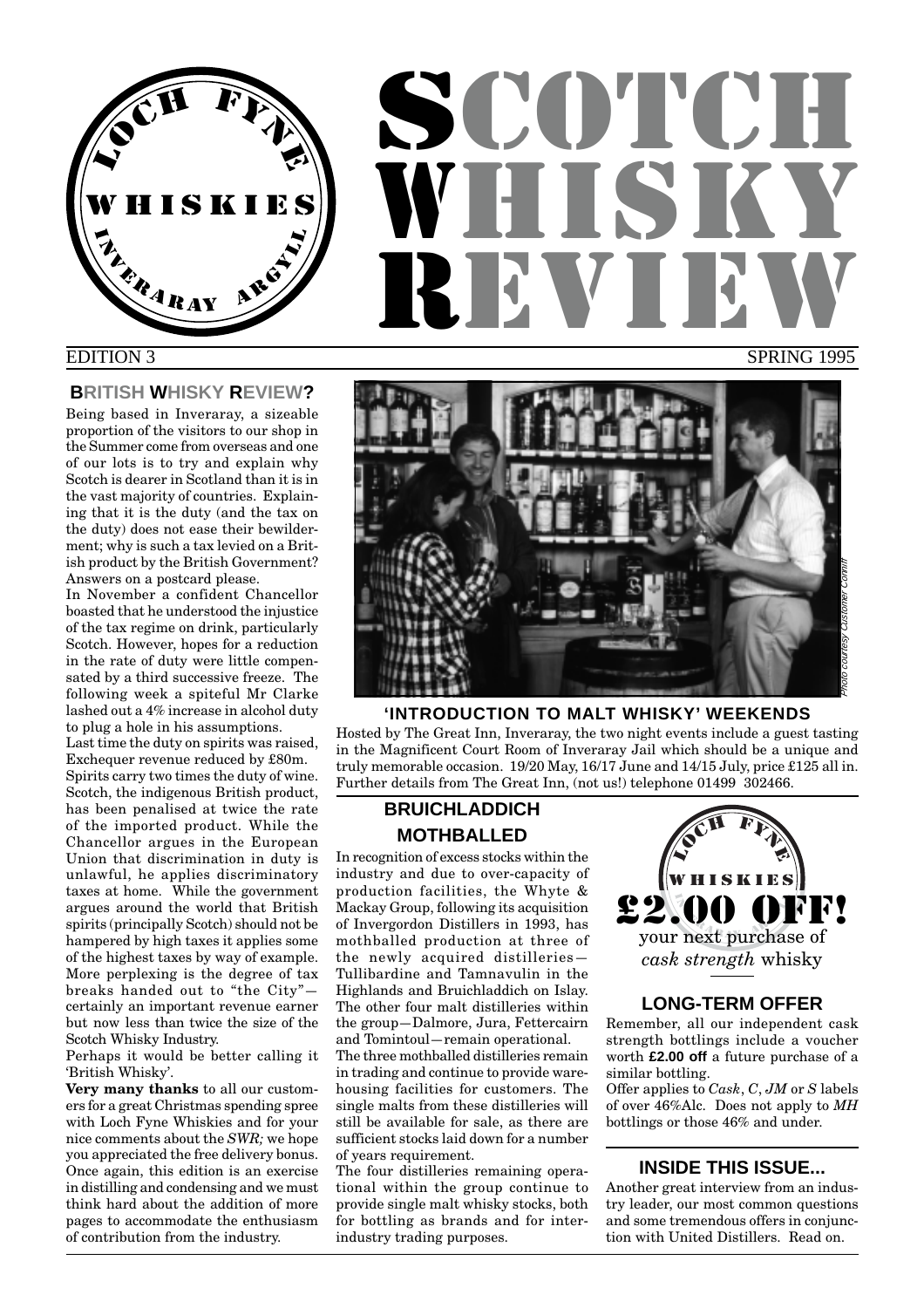LOCH FYNE WHISKIES INVERARAY ARGYLL

# SCOTCH WHISKY REVIEW

EDITION 3 SPRING 1995

## BRITISH WHISKY REVIEW?

Being based in Inveraray, a sizeable proportion of the visitors to our shop in the Summer come from overseas and one of our lots is to try and explain why Scotch is dearer in Scotland than it is in the vast majority of countries. Explaining that it is the duty (and the tax on the duty) does not ease their bewilderment; why is such a tax levied on a British product by the British Government? Answers on a postcard please.

In November a confident Chancellor boasted that he understood the injustice of the tax regime on drink, particularly Scotch. However, hopes for a reduction in the rate of duty were little compensated by a third successive freeze. The following week a spiteful Mr Clarke lashed out a 4% increase in alcohol duty to plug a hole in his assumptions.

Last time the duty on spirits was raised, Exchequer revenue reduced by £80m.

Spirits carry two times the duty of wine. Scotch, the indigenous British product, has been penalised at twice the rate of the imported product. While the Chancellor argues in the European Union that discrimination in duty is unlawful, he applies discriminatory taxes at home. While the government argues around the world that British spirits (principally Scotch) should not be hampered by high taxes it applies some of the highest taxes by way of example. More perplexing is the degree of tax breaks handed out to "the City"—certainly an important revenue earner but now less than twice the size of the Scotch Whisky Industry.

Perhaps it would be better calling it 'British Whisky'.

**Very many thanks** to all our customers for a great Christmas spending spree with Loch Fyne Whiskies and for your nice comments about the *SWR;* we hope you appreciated the free delivery bonus. Once again, this edition is an exercise in distilling and condensing and we must think hard about the addition of more pages to accommodate the enthusiasm of contribution from the industry.

*Photo courtesy Customer Comiff*

## 'INTRODUCTION TO MALT WHISKY' WEEKENDS

Hosted by The Great Inn, Inveraray, the two night events include a guest tasting in the Magnificent Court Room of Inveraray Jail which should be a unique and truly memorable occasion. 19/20 May, 16/17 June and 14/15 July, price £125 all in. Further details from The Great Inn, (not us!) telephone 01499 302466.

## BRUICHLADDICH MOTHBALLED

In recognition of excess stocks within the industry and due to over-capacity of production facilities, the Whyte & Mackay Group, following its acquisition of Invergordon Distillers in 1993, has mothballed production at three of the newly acquired distilleries—Tullibardine and Tamnavulin in the Highlands and Bruichladdich on Islay. The other four malt distilleries within the group—Dalmore, Jura, Fettercairn and Tomintoul—remain operational.

The three mothballed distilleries remain in trading and continue to provide warehousing facilities for customers. The single malts from these distilleries will still be available for sale, as there are sufficient stocks laid down for a number of years requirement.

The four distilleries remaining operational within the group continue to provide single malt whisky stocks, both for bottling as brands and for inter-industry trading purposes.

LOCH FYNE WHISKIES

**£2.00 OFF!**

your next purchase of *cask strength* whisky

## LONG-TERM OFFER

Remember, all our independent cask strength bottlings include a voucher worth **£2.00 off** a future purchase of a similar bottling.

Offer applies to *Cask*, *C*, *JM* or *S* labels of over 46%Alc. Does not apply to *MH* bottlings or those 46% and under.

## INSIDE THIS ISSUE...

Another great interview from an industry leader, our most common questions and some tremendous offers in conjunction with United Distillers. Read on.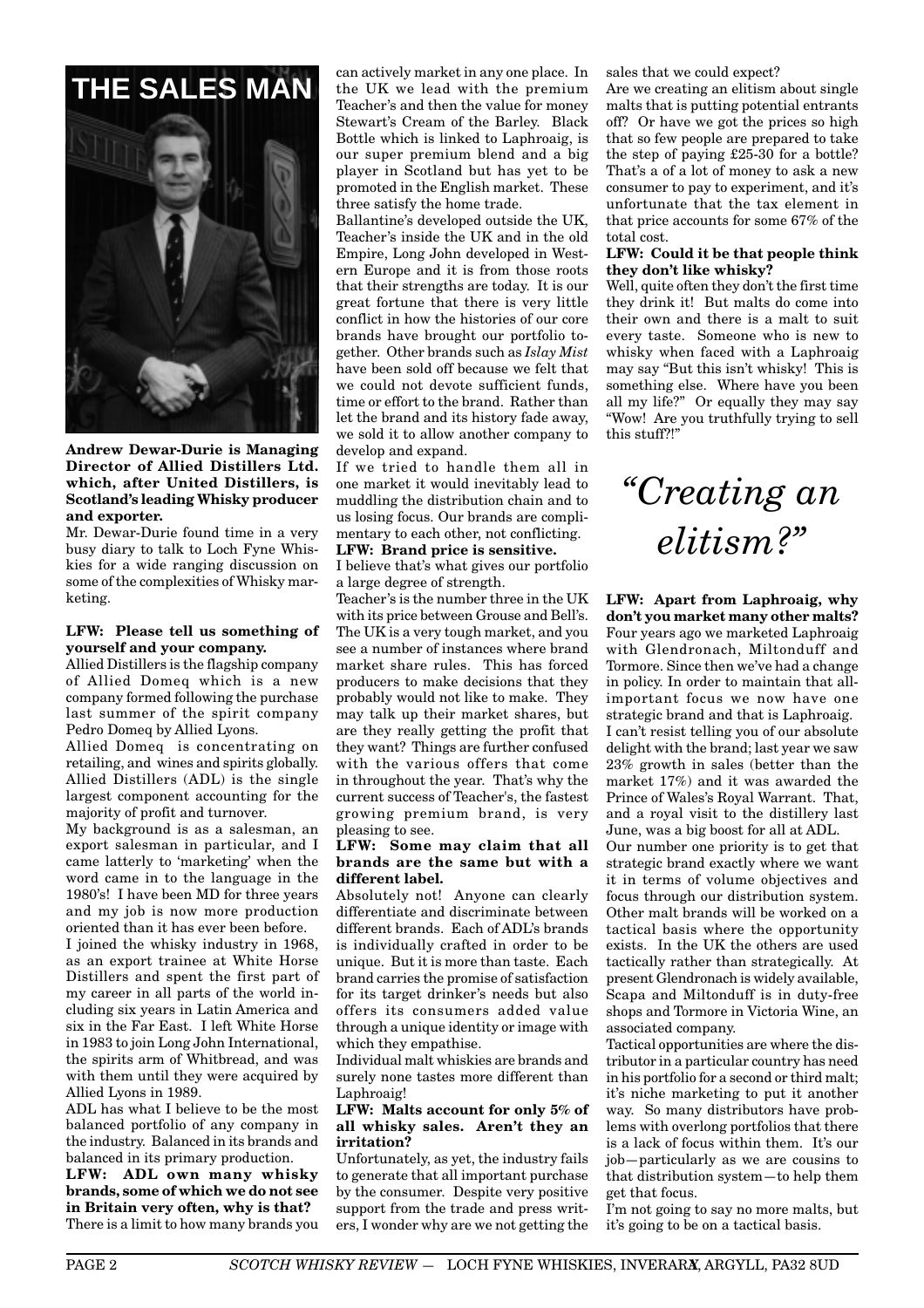# THE SALES MAN

**Andrew Dewar-Durie is Managing Director of Allied Distillers Ltd. which, after United Distillers, is Scotland's leading Whisky producer and exporter.**

Mr. Dewar-Durie found time in a very busy diary to talk to Loch Fyne Whiskies for a wide ranging discussion on some of the complexities of Whisky marketing.

**LFW: Please tell us something of yourself and your company.**

Allied Distillers is the flagship company of Allied Domeq which is a new company formed following the purchase last summer of the spirit company Pedro Domeq by Allied Lyons.

Allied Domeq is concentrating on retailing, and wines and spirits globally. Allied Distillers (ADL) is the single largest component accounting for the majority of profit and turnover.

My background is as a salesman, an export salesman in particular, and I came latterly to 'marketing' when the word came in to the language in the 1980's! I have been MD for three years and my job is now more production oriented than it has ever been before.

I joined the whisky industry in 1968, as an export trainee at White Horse Distillers and spent the first part of my career in all parts of the world including six years in Latin America and six in the Far East. I left White Horse in 1983 to join Long John International, the spirits arm of Whitbread, and was with them until they were acquired by Allied Lyons in 1989.

ADL has what I believe to be the most balanced portfolio of any company in the industry. Balanced in its brands and balanced in its primary production.

**LFW: ADL own many whisky brands, some of which we do not see in Britain very often, why is that?**

There is a limit to how many brands you can actively market in any one place. In the UK we lead with the premium Teacher's and then the value for money Stewart's Cream of the Barley. Black Bottle which is linked to Laphroaig, is our super premium blend and a big player in Scotland but has yet to be promoted in the English market. These three satisfy the home trade.

Ballantine's developed outside the UK, Teacher's inside the UK and in the old Empire, Long John developed in Western Europe and it is from those roots that their strengths are today. It is our great fortune that there is very little conflict in how the histories of our core brands have brought our portfolio together. Other brands such as *Islay Mist* have been sold off because we felt that we could not devote sufficient funds, time or effort to the brand. Rather than let the brand and its history fade away, we sold it to allow another company to develop and expand.

If we tried to handle them all in one market it would inevitably lead to muddling the distribution chain and to us losing focus. Our brands are complimentary to each other, not conflicting.

**LFW: Brand price is sensitive.**

I believe that's what gives our portfolio a large degree of strength.

Teacher's is the number three in the UK with its price between Grouse and Bell's. The UK is a very tough market, and you see a number of instances where brand market share rules. This has forced producers to make decisions that they probably would not like to make. They may talk up their market shares, but are they really getting the profit that they want? Things are further confused with the various offers that come in throughout the year. That's why the current success of Teacher's, the fastest growing premium brand, is very pleasing to see.

**LFW: Some may claim that all brands are the same but with a different label.**

Absolutely not! Anyone can clearly differentiate and discriminate between different brands. Each of ADL's brands is individually crafted in order to be unique. But it is more than taste. Each brand carries the promise of satisfaction for its target drinker's needs but also offers its consumers added value through a unique identity or image with which they empathise.

Individual malt whiskies are brands and surely none tastes more different than Laphroaig!

**LFW: Malts account for only 5% of all whisky sales. Aren't they an irritation?**

Unfortunately, as yet, the industry fails to generate that all important purchase by the consumer. Despite very positive support from the trade and press writers, I wonder why are we not getting the sales that we could expect?

Are we creating an elitism about single malts that is putting potential entrants off? Or have we got the prices so high that so few people are prepared to take the step of paying £25-30 for a bottle? That's a of a lot of money to ask a new consumer to pay to experiment, and it's unfortunate that the tax element in that price accounts for some 67% of the total cost.

**LFW: Could it be that people think they don't like whisky?**

Well, quite often they don't the first time they drink it! But malts do come into their own and there is a malt to suit every taste. Someone who is new to whisky when faced with a Laphroaig may say "But this isn't whisky! This is something else. Where have you been all my life?" Or equally they may say "Wow! Are you truthfully trying to sell this stuff?!"

> *"Creating an elitism?"*

**LFW: Apart from Laphroaig, why don't you market many other malts?**

Four years ago we marketed Laphroaig with Glendronach, Miltonduff and Tormore. Since then we've had a change in policy. In order to maintain that all-important focus we now have one strategic brand and that is Laphroaig.

I can't resist telling you of our absolute delight with the brand; last year we saw 23% growth in sales (better than the market 17%) and it was awarded the Prince of Wales's Royal Warrant. That, and a royal visit to the distillery last June, was a big boost for all at ADL.

Our number one priority is to get that strategic brand exactly where we want it in terms of volume objectives and focus through our distribution system. Other malt brands will be worked on a tactical basis where the opportunity exists. In the UK the others are used tactically rather than strategically. At present Glendronach is widely available, Scapa and Miltonduff is in duty-free shops and Tormore in Victoria Wine, an associated company.

Tactical opportunities are where the distributor in a particular country has need in his portfolio for a second or third malt; it's niche marketing to put it another way. So many distributors have problems with overlong portfolios that there is a lack of focus within them. It's our job—particularly as we are cousins to that distribution system—to help them get that focus.

I'm not going to say no more malts, but it's going to be on a tactical basis.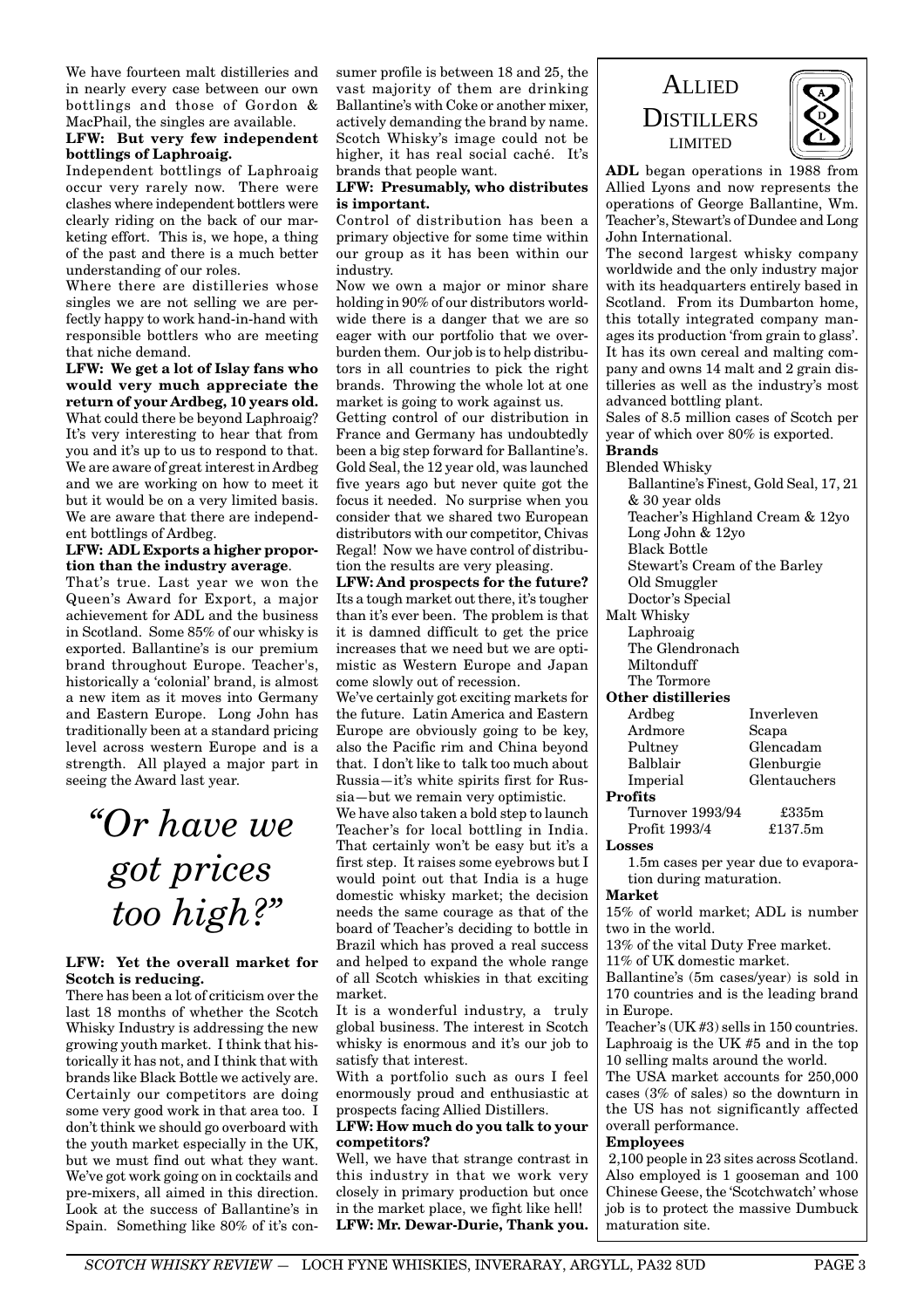We have fourteen malt distilleries and in nearly every case between our own bottlings and those of Gordon & MacPhail, the singles are available.

**LFW: But very few independent bottlings of Laphroaig.**

Independent bottlings of Laphroaig occur very rarely now. There were clashes where independent bottlers were clearly riding on the back of our marketing effort. This is, we hope, a thing of the past and there is a much better understanding of our roles.

Where there are distilleries whose singles we are not selling we are perfectly happy to work hand-in-hand with responsible bottlers who are meeting that niche demand.

**LFW: We get a lot of Islay fans who would very much appreciate the return of your Ardbeg, 10 years old.**

What could there be beyond Laphroaig? It's very interesting to hear that from you and it's up to us to respond to that. We are aware of great interest in Ardbeg and we are working on how to meet it but it would be on a very limited basis. We are aware that there are independent bottlings of Ardbeg.

**LFW: ADL Exports a higher proportion than the industry average**.

That's true. Last year we won the Queen's Award for Export, a major achievement for ADL and the business in Scotland. Some 85% of our whisky is exported. Ballantine's is our premium brand throughout Europe. Teacher's, historically a 'colonial' brand, is almost a new item as it moves into Germany and Eastern Europe. Long John has traditionally been at a standard pricing level across western Europe and is a strength. All played a major part in seeing the Award last year.

> *"Or have we got prices too high?"*

**LFW: Yet the overall market for Scotch is reducing.**

There has been a lot of criticism over the last 18 months of whether the Scotch Whisky Industry is addressing the new growing youth market. I think that historically it has not, and I think that with brands like Black Bottle we actively are. Certainly our competitors are doing some very good work in that area too. I don't think we should go overboard with the youth market especially in the UK, but we must find out what they want. We've got work going on in cocktails and pre-mixers, all aimed in this direction. Look at the success of Ballantine's in Spain. Something like 80% of it's consumer profile is between 18 and 25, the vast majority of them are drinking Ballantine's with Coke or another mixer, actively demanding the brand by name. Scotch Whisky's image could not be higher, it has real social caché. It's brands that people want.

**LFW: Presumably, who distributes is important.**

Control of distribution has been a primary objective for some time within our group as it has been within our industry.

Now we own a major or minor share holding in 90% of our distributors worldwide there is a danger that we are so eager with our portfolio that we overburden them. Our job is to help distributors in all countries to pick the right brands. Throwing the whole lot at one market is going to work against us.

Getting control of our distribution in France and Germany has undoubtedly been a big step forward for Ballantine's. Gold Seal, the 12 year old, was launched five years ago but never quite got the focus it needed. No surprise when you consider that we shared two European distributors with our competitor, Chivas Regal! Now we have control of distribution the results are very pleasing.

**LFW: And prospects for the future?**

Its a tough market out there, it's tougher than it's ever been. The problem is that it is damned difficult to get the price increases that we need but we are optimistic as Western Europe and Japan come slowly out of recession.

We've certainly got exciting markets for the future. Latin America and Eastern Europe are obviously going to be key, also the Pacific rim and China beyond that. I don't like to talk too much about Russia—it's white spirits first for Russia—but we remain very optimistic.

We have also taken a bold step to launch Teacher's for local bottling in India. That certainly won't be easy but it's a first step. It raises some eyebrows but I would point out that India is a huge domestic whisky market; the decision needs the same courage as that of the board of Teacher's deciding to bottle in Brazil which has proved a real success and helped to expand the whole range of all Scotch whiskies in that exciting market.

It is a wonderful industry, a truly global business. The interest in Scotch whisky is enormous and it's our job to satisfy that interest.

With a portfolio such as ours I feel enormously proud and enthusiastic at prospects facing Allied Distillers.

**LFW: How much do you talk to your competitors?**

Well, we have that strange contrast in this industry in that we work very closely in primary production but once in the market place, we fight like hell!

**LFW: Mr. Dewar-Durie, Thank you.**

---

## ALLIED DISTILLERS LIMITED

**ADL** began operations in 1988 from Allied Lyons and now represents the operations of George Ballantine, Wm. Teacher's, Stewart's of Dundee and Long John International.

The second largest whisky company worldwide and the only industry major with its headquarters entirely based in Scotland. From its Dumbarton home, this totally integrated company manages its production 'from grain to glass'. It has its own cereal and malting company and owns 14 malt and 2 grain distilleries as well as the industry's most advanced bottling plant.

Sales of 8.5 million cases of Scotch per year of which over 80% is exported.

**Brands**

Blended Whisky
- Ballantine's Finest, Gold Seal, 17, 21 & 30 year olds
- Teacher's Highland Cream & 12yo
- Long John & 12yo
- Black Bottle
- Stewart's Cream of the Barley
- Old Smuggler
- Doctor's Special

Malt Whisky
- Laphroaig
- The Glendronach
- Miltonduff
- The Tormore

**Other distilleries**

| | |
|---|---|
| Ardbeg | Inverleven |
| Ardmore | Scapa |
| Pultney | Glencadam |
| Balblair | Glenburgie |
| Imperial | Glentauchers |

**Profits**

| | |
|---|---|
| Turnover 1993/94 | £335m |
| Profit 1993/4 | £137.5m |

**Losses**

1.5m cases per year due to evaporation during maturation.

**Market**

15% of world market; ADL is number two in the world.

13% of the vital Duty Free market.

11% of UK domestic market.

Ballantine's (5m cases/year) is sold in 170 countries and is the leading brand in Europe.

Teacher's (UK #3) sells in 150 countries.

Laphroaig is the UK #5 and in the top 10 selling malts around the world.

The USA market accounts for 250,000 cases (3% of sales) so the downturn in the US has not significantly affected overall performance.

**Employees**

2,100 people in 23 sites across Scotland. Also employed is 1 gooseman and 100 Chinese Geese, the 'Scotchwatch' whose job is to protect the massive Dumbuck maturation site.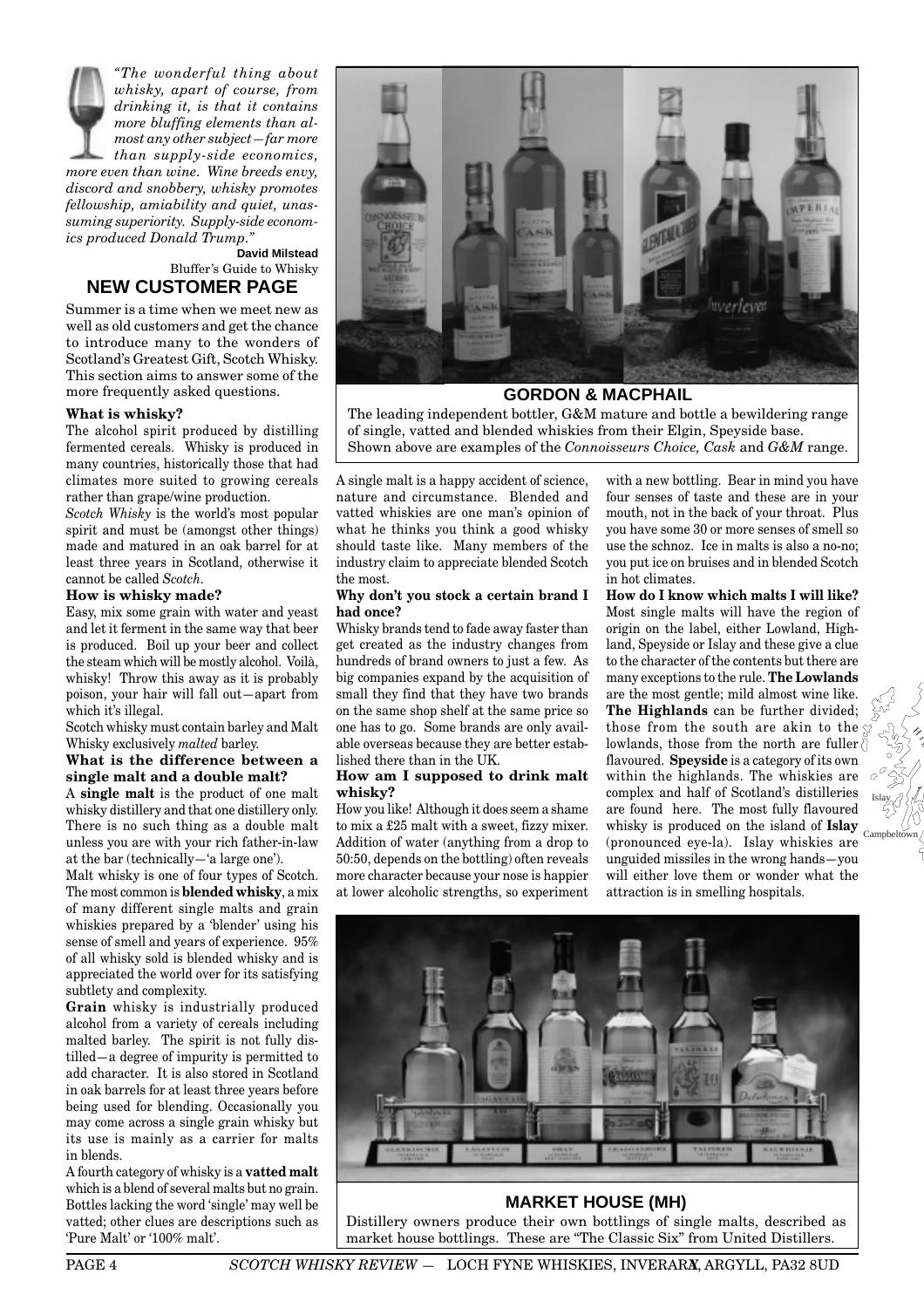*"The wonderful thing about whisky, apart of course, from drinking it, is that it contains more bluffing elements than almost any other subject—far more than supply-side economics, more even than wine. Wine breeds envy, discord and snobbery, whisky promotes fellowship, amiability and quiet, unassuming superiority. Supply-side economics produced Donald Trump."*

**David Milstead**
Bluffer's Guide to Whisky

## NEW CUSTOMER PAGE

Summer is a time when we meet new as well as old customers and get the chance to introduce many to the wonders of Scotland's Greatest Gift, Scotch Whisky. This section aims to answer some of the more frequently asked questions.

### What is whisky?

The alcohol spirit produced by distilling fermented cereals. Whisky is produced in many countries, historically those that had climates more suited to growing cereals rather than grape/wine production.

*Scotch Whisky* is the world's most popular spirit and must be (amongst other things) made and matured in an oak barrel for at least three years in Scotland, otherwise it cannot be called *Scotch*.

### How is whisky made?

Easy, mix some grain with water and yeast and let it ferment in the same way that beer is produced. Boil up your beer and collect the steam which will be mostly alcohol. Voilà, whisky! Throw this away as it is probably poison, your hair will fall out—apart from which it's illegal.

Scotch whisky must contain barley and Malt Whisky exclusively *malted* barley.

### What is the difference between a single malt and a double malt?

A **single malt** is the product of one malt whisky distillery and that one distillery only. There is no such thing as a double malt unless you are with your rich father-in-law at the bar (technically—'a large one').

Malt whisky is one of four types of Scotch. The most common is **blended whisky**, a mix of many different single malts and grain whiskies prepared by a 'blender' using his sense of smell and years of experience. 95% of all whisky sold is blended whisky and is appreciated the world over for its satisfying subtlety and complexity.

**Grain** whisky is industrially produced alcohol from a variety of cereals including malted barley. The spirit is not fully distilled—a degree of impurity is permitted to add character. It is also stored in Scotland in oak barrels for at least three years before being used for blending. Occasionally you may come across a single grain whisky but its use is mainly as a carrier for malts in blends.

A fourth category of whisky is a **vatted malt** which is a blend of several malts but no grain. Bottles lacking the word 'single' may well be vatted; other clues are descriptions such as 'Pure Malt' or '100% malt'.

**GORDON & MACPHAIL**

The leading independent bottler, G&M mature and bottle a bewildering range of single, vatted and blended whiskies from their Elgin, Speyside base. Shown above are examples of the *Connoisseurs Choice, Cask* and *G&M* range.

A single malt is a happy accident of science, nature and circumstance. Blended and vatted whiskies are one man's opinion of what he thinks you think a good whisky should taste like. Many members of the industry claim to appreciate blended Scotch the most.

### Why don't you stock a certain brand I had once?

Whisky brands tend to fade away faster than get created as the industry changes from hundreds of brand owners to just a few. As big companies expand by the acquisition of small they find that they have two brands on the same shop shelf at the same price so one has to go. Some brands are only available overseas because they are better established there than in the UK.

### How am I supposed to drink malt whisky?

How you like! Although it does seem a shame to mix a £25 malt with a sweet, fizzy mixer. Addition of water (anything from a drop to 50:50, depends on the bottling) often reveals more character because your nose is happier at lower alcoholic strengths, so experiment with a new bottling. Bear in mind you have four senses of taste and these are in your mouth, not in the back of your throat. Plus you have some 30 or more senses of smell so use the schnoz. Ice in malts is also a no-no; you put ice on bruises and in blended Scotch in hot climates.

### How do I know which malts I will like?

Most single malts will have the region of origin on the label, either Lowland, Highland, Speyside or Islay and these give a clue to the character of the contents but there are many exceptions to the rule. **The Lowlands** are the most gentle; mild almost wine like. **The Highlands** can be further divided; those from the south are akin to the lowlands, those from the north are fuller flavoured. **Speyside** is a category of its own within the highlands. The whiskies are complex and half of Scotland's distilleries are found here. The most fully flavoured whisky is produced on the island of **Islay** (pronounced eye-la). Islay whiskies are unguided missiles in the wrong hands—you will either love them or wonder what the attraction is in smelling hospitals.

**MARKET HOUSE (MH)**

Distillery owners produce their own bottlings of single malts, described as market house bottlings. These are "The Classic Six" from United Distillers.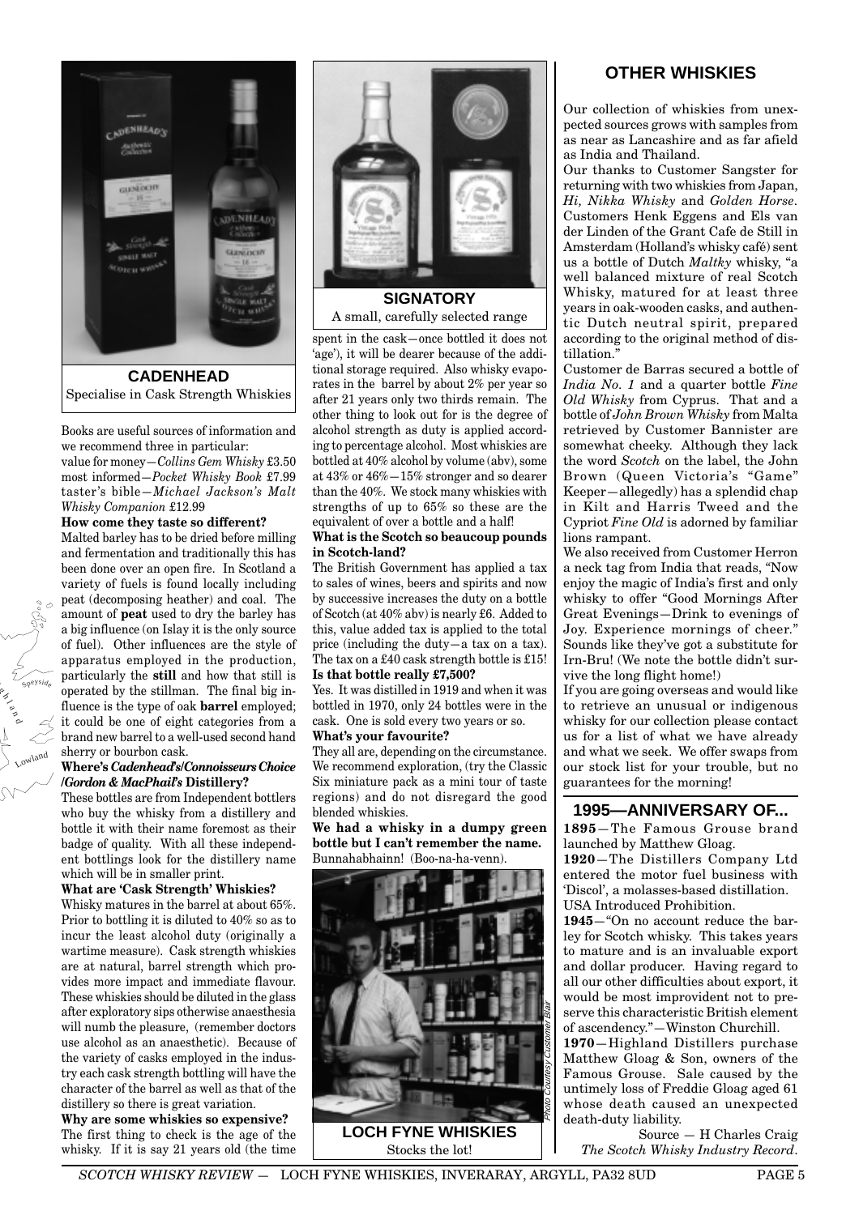**CADENHEAD**
Specialise in Cask Strength Whiskies

Books are useful sources of information and we recommend three in particular:
value for money—*Collins Gem Whisky* £3.50
most informed—*Pocket Whisky Book* £7.99
taster's bible—*Michael Jackson's Malt Whisky Companion* £12.99

**How come they taste so different?**

Malted barley has to be dried before milling and fermentation and traditionally this has been done over an open fire. In Scotland a variety of fuels is found locally including peat (decomposing heather) and coal. The amount of **peat** used to dry the barley has a big influence (on Islay it is the only source of fuel). Other influences are the style of apparatus employed in the production, particularly the **still** and how that still is operated by the stillman. The final big influence is the type of oak **barrel** employed; it could be one of eight categories from a brand new barrel to a well-used second hand sherry or bourbon cask.

**Where's *Cadenhead's/Connoisseurs Choice /Gordon & MacPhail's* Distillery?**

These bottles are from Independent bottlers who buy the whisky from a distillery and bottle it with their name foremost as their badge of quality. With all these independent bottlings look for the distillery name which will be in smaller print.

**What are 'Cask Strength' Whiskies?**

Whisky matures in the barrel at about 65%. Prior to bottling it is diluted to 40% so as to incur the least alcohol duty (originally a wartime measure). Cask strength whiskies are at natural, barrel strength which provides more impact and immediate flavour. These whiskies should be diluted in the glass after exploratory sips otherwise anaesthesia will numb the pleasure, (remember doctors use alcohol as an anaesthetic). Because of the variety of casks employed in the industry each cask strength bottling will have the character of the barrel as well as that of the distillery so there is great variation.

**Why are some whiskies so expensive?**

The first thing to check is the age of the whisky. If it is say 21 years old (the time spent in the cask—once bottled it does not 'age'), it will be dearer because of the additional storage required. Also whisky evaporates in the barrel by about 2% per year so after 21 years only two thirds remain. The other thing to look out for is the degree of alcohol strength as duty is applied according to percentage alcohol. Most whiskies are bottled at 40% alcohol by volume (abv), some at 43% or 46%—15% stronger and so dearer than the 40%. We stock many whiskies with strengths of up to 65% so these are the equivalent of over a bottle and a half!

**SIGNATORY**
A small, carefully selected range

**What is the Scotch so beaucoup pounds in Scotch-land?**

The British Government has applied a tax to sales of wines, beers and spirits and now by successive increases the duty on a bottle of Scotch (at 40% abv) is nearly £6. Added to this, value added tax is applied to the total price (including the duty—a tax on a tax). The tax on a £40 cask strength bottle is £15!

**Is that bottle really £7,500?**

Yes. It was distilled in 1919 and when it was bottled in 1970, only 24 bottles were in the cask. One is sold every two years or so.

**What's your favourite?**

They all are, depending on the circumstance. We recommend exploration, (try the Classic Six miniature pack as a mini tour of taste regions) and do not disregard the good blended whiskies.

**We had a whisky in a dumpy green bottle but I can't remember the name.**
Bunnahabhainn! (Boo-na-ha-venn).

*Photo Courtesy Customer Blair*

**LOCH FYNE WHISKIES**
Stocks the lot!

## OTHER WHISKIES

Our collection of whiskies from unexpected sources grows with samples from as near as Lancashire and as far afield as India and Thailand.

Our thanks to Customer Sangster for returning with two whiskies from Japan, *Hi, Nikka Whisky* and *Golden Horse*. Customers Henk Eggens and Els van der Linden of the Grant Cafe de Still in Amsterdam (Holland's whisky café) sent us a bottle of Dutch *Maltky* whisky, "a well balanced mixture of real Scotch Whisky, matured for at least three years in oak-wooden casks, and authentic Dutch neutral spirit, prepared according to the original method of distillation."

Customer de Barras secured a bottle of *India No. 1* and a quarter bottle *Fine Old Whisky* from Cyprus. That and a bottle of *John Brown Whisky* from Malta retrieved by Customer Bannister are somewhat cheeky. Although they lack the word *Scotch* on the label, the John Brown (Queen Victoria's "Game" Keeper—allegedly) has a splendid chap in Kilt and Harris Tweed and the Cypriot *Fine Old* is adorned by familiar lions rampant.

We also received from Customer Herron a neck tag from India that reads, "Now enjoy the magic of India's first and only whisky to offer "Good Mornings After Great Evenings—Drink to evenings of Joy. Experience mornings of cheer." Sounds like they've got a substitute for Irn-Bru! (We note the bottle didn't survive the long flight home!)

If you are going overseas and would like to retrieve an unusual or indigenous whisky for our collection please contact us for a list of what we have already and what we seek. We offer swaps from our stock list for your trouble, but no guarantees for the morning!

## 1995—ANNIVERSARY OF...

**1895**—The Famous Grouse brand launched by Matthew Gloag.

**1920**—The Distillers Company Ltd entered the motor fuel business with 'Discol', a molasses-based distillation. USA Introduced Prohibition.

**1945**—"On no account reduce the barley for Scotch whisky. This takes years to mature and is an invaluable export and dollar producer. Having regard to all our other difficulties about export, it would be most improvident not to preserve this characteristic British element of ascendency."—Winston Churchill.

**1970**—Highland Distillers purchase Matthew Gloag & Son, owners of the Famous Grouse. Sale caused by the untimely loss of Freddie Gloag aged 61 whose death caused an unexpected death-duty liability.

Source — H Charles Craig
*The Scotch Whisky Industry Record*.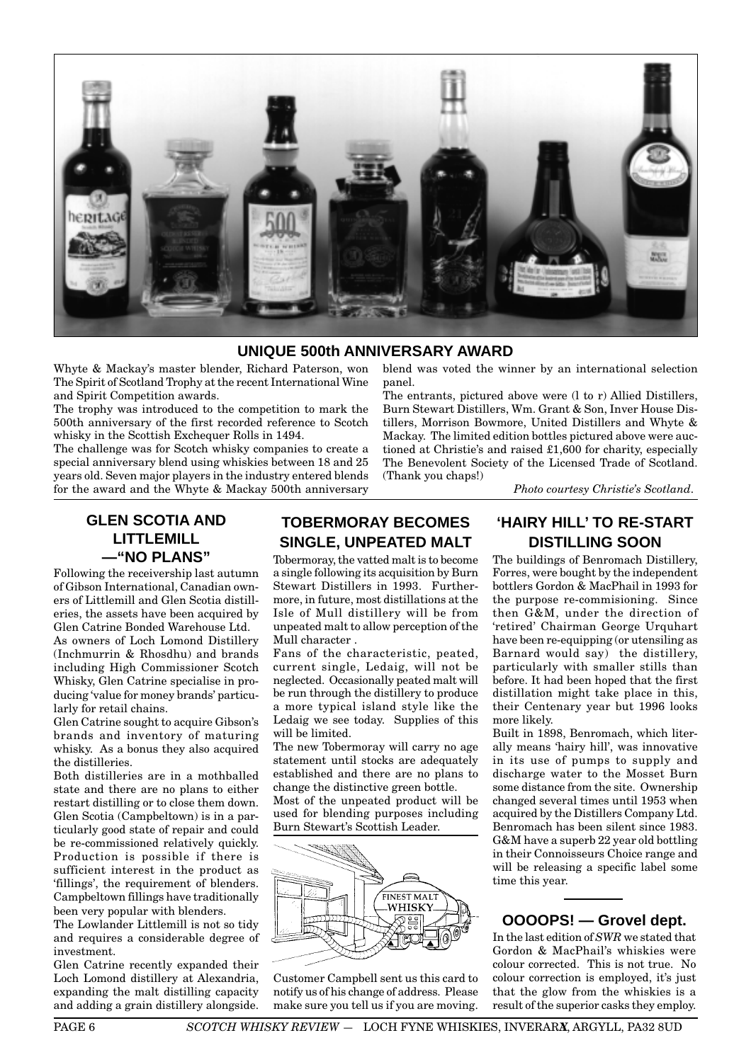## UNIQUE 500th ANNIVERSARY AWARD

Whyte & Mackay's master blender, Richard Paterson, won The Spirit of Scotland Trophy at the recent International Wine and Spirit Competition awards.

The trophy was introduced to the competition to mark the 500th anniversary of the first recorded reference to Scotch whisky in the Scottish Exchequer Rolls in 1494.

The challenge was for Scotch whisky companies to create a special anniversary blend using whiskies between 18 and 25 years old. Seven major players in the industry entered blends for the award and the Whyte & Mackay 500th anniversary blend was voted the winner by an international selection panel.

The entrants, pictured above were (l to r) Allied Distillers, Burn Stewart Distillers, Wm. Grant & Son, Inver House Distillers, Morrison Bowmore, United Distillers and Whyte & Mackay. The limited edition bottles pictured above were auctioned at Christie's and raised £1,600 for charity, especially The Benevolent Society of the Licensed Trade of Scotland. (Thank you chaps!)

*Photo courtesy Christie's Scotland.*

## GLEN SCOTIA AND LITTLEMILL —"NO PLANS"

Following the receivership last autumn of Gibson International, Canadian owners of Littlemill and Glen Scotia distilleries, the assets have been acquired by Glen Catrine Bonded Warehouse Ltd.

As owners of Loch Lomond Distillery (Inchmurrin & Rhosdhu) and brands including High Commissioner Scotch Whisky, Glen Catrine specialise in producing 'value for money brands' particularly for retail chains.

Glen Catrine sought to acquire Gibson's brands and inventory of maturing whisky. As a bonus they also acquired the distilleries.

Both distilleries are in a mothballed state and there are no plans to either restart distilling or to close them down. Glen Scotia (Campbeltown) is in a particularly good state of repair and could be re-commissioned relatively quickly. Production is possible if there is sufficient interest in the product as 'fillings', the requirement of blenders. Campbeltown fillings have traditionally been very popular with blenders.

The Lowlander Littlemill is not so tidy and requires a considerable degree of investment.

Glen Catrine recently expanded their Loch Lomond distillery at Alexandria, expanding the malt distilling capacity and adding a grain distillery alongside.

## TOBERMORAY BECOMES SINGLE, UNPEATED MALT

Tobermoray, the vatted malt is to become a single following its acquisition by Burn Stewart Distillers in 1993. Furthermore, in future, most distillations at the Isle of Mull distillery will be from unpeated malt to allow perception of the Mull character .

Fans of the characteristic, peated, current single, Ledaig, will not be neglected. Occasionally peated malt will be run through the distillery to produce a more typical island style like the Ledaig we see today. Supplies of this will be limited.

The new Tobermoray will carry no age statement until stocks are adequately established and there are no plans to change the distinctive green bottle.

Most of the unpeated product will be used for blending purposes including Burn Stewart's Scottish Leader.

Customer Campbell sent us this card to notify us of his change of address. Please make sure you tell us if you are moving.

## 'HAIRY HILL' TO RE-START DISTILLING SOON

The buildings of Benromach Distillery, Forres, were bought by the independent bottlers Gordon & MacPhail in 1993 for the purpose re-commisioning. Since then G&M, under the direction of 'retired' Chairman George Urquhart have been re-equipping (or utensiling as Barnard would say) the distillery, particularly with smaller stills than before. It had been hoped that the first distillation might take place in this, their Centenary year but 1996 looks more likely.

Built in 1898, Benromach, which literally means 'hairy hill', was innovative in its use of pumps to supply and discharge water to the Mosset Burn some distance from the site. Ownership changed several times until 1953 when acquired by the Distillers Company Ltd. Benromach has been silent since 1983. G&M have a superb 22 year old bottling in their Connoisseurs Choice range and will be releasing a specific label some time this year.

## OOOOPS! — Grovel dept.

In the last edition of *SWR* we stated that Gordon & MacPhail's whiskies were colour corrected. This is not true. No colour correction is employed, it's just that the glow from the whiskies is a result of the superior casks they employ.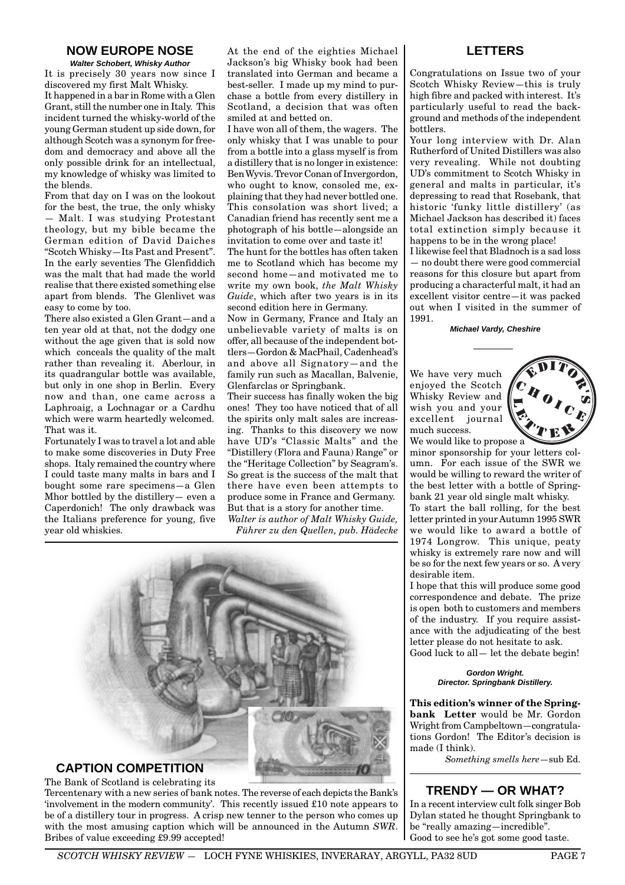## NOW EUROPE NOSE

***Walter Schobert, Whisky Author***

It is precisely 30 years now since I discovered my first Malt Whisky.

It happened in a bar in Rome with a Glen Grant, still the number one in Italy. This incident turned the whisky-world of the young German student up side down, for although Scotch was a synonym for freedom and democracy and above all the only possible drink for an intellectual, my knowledge of whisky was limited to the blends.

From that day on I was on the lookout for the best, the true, the only whisky — Malt. I was studying Protestant theology, but my bible became the German edition of David Daiches "Scotch Whisky—Its Past and Present". In the early seventies The Glenfiddich was the malt that had made the world realise that there existed something else apart from blends. The Glenlivet was easy to come by too.

There also existed a Glen Grant—and a ten year old at that, not the dodgy one without the age given that is sold now which conceals the quality of the malt rather than revealing it. Aberlour, in its quadrangular bottle was available, but only in one shop in Berlin. Every now and than, one came across a Laphroaig, a Lochnagar or a Cardhu which were warm heartedly welcomed. That was it.

Fortunately I was to travel a lot and able to make some discoveries in Duty Free shops. Italy remained the country where I could taste many malts in bars and I bought some rare specimens—a Glen Mhor bottled by the distillery— even a Caperdonich! The only drawback was the Italians preference for young, five year old whiskies.

At the end of the eighties Michael Jackson's big Whisky book had been translated into German and became a best-seller. I made up my mind to purchase a bottle from every distillery in Scotland, a decision that was often smiled at and betted on.

I have won all of them, the wagers. The only whisky that I was unable to pour from a bottle into a glass myself is from a distillery that is no longer in existence: Ben Wyvis. Trevor Conan of Invergordon, who ought to know, consoled me, explaining that they had never bottled one. This consolation was short lived; a Canadian friend has recently sent me a photograph of his bottle—alongside an invitation to come over and taste it!

The hunt for the bottles has often taken me to Scotland which has become my second home—and motivated me to write my own book, *the Malt Whisky Guide*, which after two years is in its second edition here in Germany.

Now in Germany, France and Italy an unbelievable variety of malts is on offer, all because of the independent bottlers—Gordon & MacPhail, Cadenhead's and above all Signatory—and the family run such as Macallan, Balvenie, Glenfarclas or Springbank.

Their success has finally woken the big ones! They too have noticed that of all the spirits only malt sales are increasing. Thanks to this discovery we now have UD's "Classic Malts" and the "Distillery (Flora and Fauna) Range" or the "Heritage Collection" by Seagram's. So great is the success of the malt that there have even been attempts to produce some in France and Germany. But that is a story for another time.

*Walter is author of Malt Whisky Guide, Führer zu den Quellen, pub. Hädecke*

## CAPTION COMPETITION

The Bank of Scotland is celebrating its Tercentenary with a new series of bank notes. The reverse of each depicts the Bank's 'involvement in the modern community'. This recently issued £10 note appears to be of a distillery tour in progress. A crisp new tenner to the person who comes up with the most amusing caption which will be announced in the Autumn *SWR*. Bribes of value exceeding £9.99 accepted!

## LETTERS

Congratulations on Issue two of your Scotch Whisky Review—this is truly high fibre and packed with interest. It's particularly useful to read the background and methods of the independent bottlers.

Your long interview with Dr. Alan Rutherford of United Distillers was also very revealing. While not doubting UD's commitment to Scotch Whisky in general and malts in particular, it's depressing to read that Rosebank, that historic 'funky little distillery' (as Michael Jackson has described it) faces total extinction simply because it happens to be in the wrong place!

I likewise feel that Bladnoch is a sad loss — no doubt there were good commercial reasons for this closure but apart from producing a characterful malt, it had an excellent visitor centre—it was packed out when I visited in the summer of 1991.

***Michael Vardy, Cheshire***

---

**EDITOR'S CHOICE LETTER**

We have very much enjoyed the Scotch Whisky Review and wish you and your excellent journal much success.

We would like to propose a minor sponsorship for your letters column. For each issue of the SWR we would be willing to reward the writer of the best letter with a bottle of Springbank 21 year old single malt whisky.

To start the ball rolling, for the best letter printed in your Autumn 1995 SWR we would like to award a bottle of 1974 Longrow. This unique, peaty whisky is extremely rare now and will be so for the next few years or so. A very desirable item.

I hope that this will produce some good correspondence and debate. The prize is open both to customers and members of the industry. If you require assistance with the adjudicating of the best letter please do not hesitate to ask.

Good luck to all— let the debate begin!

***Gordon Wright. Director. Springbank Distillery.***

**This edition's winner of the Springbank Letter** would be Mr. Gordon Wright from Campbeltown—congratulations Gordon! The Editor's decision is made (I think).

*Something smells here*—sub Ed.

## TRENDY — OR WHAT?

In a recent interview cult folk singer Bob Dylan stated he thought Springbank to be "really amazing—incredible".

Good to see he's got some good taste.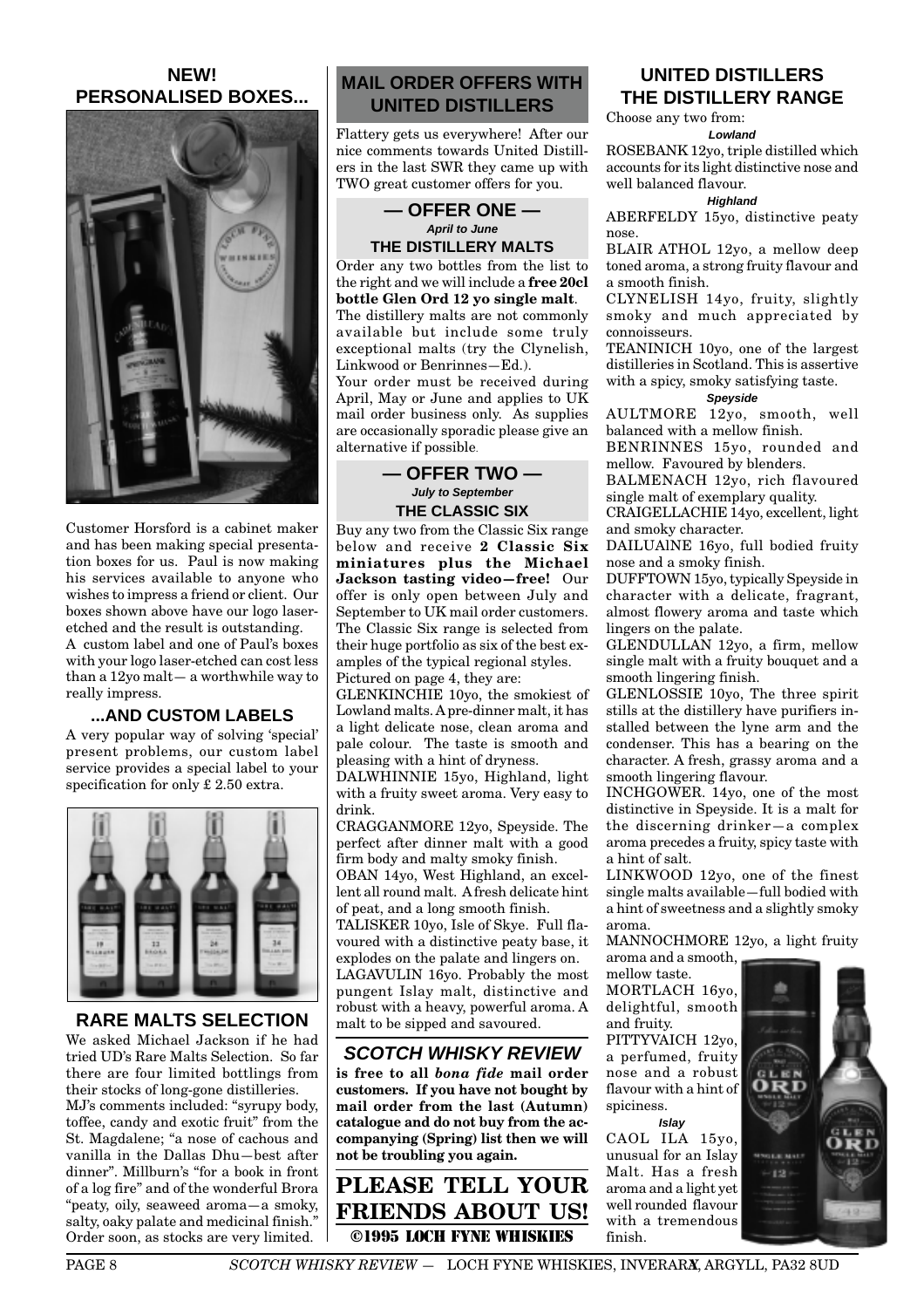## NEW! PERSONALISED BOXES...

Customer Horsford is a cabinet maker and has been making special presentation boxes for us. Paul is now making his services available to anyone who wishes to impress a friend or client. Our boxes shown above have our logo laser-etched and the result is outstanding.

A custom label and one of Paul's boxes with your logo laser-etched can cost less than a 12yo malt— a worthwhile way to really impress.

### ...AND CUSTOM LABELS

A very popular way of solving 'special' present problems, our custom label service provides a special label to your specification for only £ 2.50 extra.

### RARE MALTS SELECTION

We asked Michael Jackson if he had tried UD's Rare Malts Selection. So far there are four limited bottlings from their stocks of long-gone distilleries.

MJ's comments included: "syrupy body, toffee, candy and exotic fruit" from the St. Magdalene; "a nose of cachous and vanilla in the Dallas Dhu—best after dinner". Millburn's "for a book in front of a log fire" and of the wonderful Brora "peaty, oily, seaweed aroma—a smoky, salty, oaky palate and medicinal finish." Order soon, as stocks are very limited.

## MAIL ORDER OFFERS WITH UNITED DISTILLERS

Flattery gets us everywhere! After our nice comments towards United Distillers in the last SWR they came up with TWO great customer offers for you.

### — OFFER ONE —

***April to June***

**THE DISTILLERY MALTS**

Order any two bottles from the list to the right and we will include a **free 20cl bottle Glen Ord 12 yo single malt**. The distillery malts are not commonly available but include some truly exceptional malts (try the Clynelish, Linkwood or Benrinnes—Ed.).

Your order must be received during April, May or June and applies to UK mail order business only. As supplies are occasionally sporadic please give an alternative if possible.

### — OFFER TWO —

***July to September***

**THE CLASSIC SIX**

Buy any two from the Classic Six range below and receive **2 Classic Six miniatures plus the Michael Jackson tasting video—free!** Our offer is only open between July and September to UK mail order customers. The Classic Six range is selected from their huge portfolio as six of the best examples of the typical regional styles. Pictured on page 4, they are:

GLENKINCHIE 10yo, the smokiest of Lowland malts. A pre-dinner malt, it has a light delicate nose, clean aroma and pale colour. The taste is smooth and pleasing with a hint of dryness.

DALWHINNIE 15yo, Highland, light with a fruity sweet aroma. Very easy to drink.

CRAGGANMORE 12yo, Speyside. The perfect after dinner malt with a good firm body and malty smoky finish.

OBAN 14yo, West Highland, an excellent all round malt. A fresh delicate hint of peat, and a long smooth finish.

TALISKER 10yo, Isle of Skye. Full flavoured with a distinctive peaty base, it explodes on the palate and lingers on.

LAGAVULIN 16yo. Probably the most pungent Islay malt, distinctive and robust with a heavy, powerful aroma. A malt to be sipped and savoured.

### *SCOTCH WHISKY REVIEW*

**is free to all *bona fide* mail order customers. If you have not bought by mail order from the last (Autumn) catalogue and do not buy from the accompanying (Spring) list then we will not be troubling you again.**

## PLEASE TELL YOUR FRIENDS ABOUT US!

©1995 LOCH FYNE WHISKIES

## UNITED DISTILLERS THE DISTILLERY RANGE

Choose any two from:

***Lowland***

ROSEBANK 12yo, triple distilled which accounts for its light distinctive nose and well balanced flavour.

***Highland***

ABERFELDY 15yo, distinctive peaty nose.

BLAIR ATHOL 12yo, a mellow deep toned aroma, a strong fruity flavour and a smooth finish.

CLYNELISH 14yo, fruity, slightly smoky and much appreciated by connoisseurs.

TEANINICH 10yo, one of the largest distilleries in Scotland. This is assertive with a spicy, smoky satisfying taste.

***Speyside***

AULTMORE 12yo, smooth, well balanced with a mellow finish.

BENRINNES 15yo, rounded and mellow. Favoured by blenders.

BALMENACH 12yo, rich flavoured single malt of exemplary quality.

CRAIGELLACHIE 14yo, excellent, light and smoky character.

DAILUAINE 16yo, full bodied fruity nose and a smoky finish.

DUFFTOWN 15yo, typically Speyside in character with a delicate, fragrant, almost flowery aroma and taste which lingers on the palate.

GLENDULLAN 12yo, a firm, mellow single malt with a fruity bouquet and a smooth lingering finish.

GLENLOSSIE 10yo, The three spirit stills at the distillery have purifiers installed between the lyne arm and the condenser. This has a bearing on the character. A fresh, grassy aroma and a smooth lingering flavour.

INCHGOWER. 14yo, one of the most distinctive in Speyside. It is a malt for the discerning drinker—a complex aroma precedes a fruity, spicy taste with a hint of salt.

LINKWOOD 12yo, one of the finest single malts available—full bodied with a hint of sweetness and a slightly smoky aroma.

MANNOCHMORE 12yo, a light fruity aroma and a smooth, mellow taste.

MORTLACH 16yo, delightful, smooth and fruity.

PITTYVAICH 12yo, a perfumed, fruity nose and a robust flavour with a hint of spiciness.

***Islay***

CAOL ILA 15yo, unusual for an Islay Malt. Has a fresh aroma and a light yet well rounded flavour with a tremendous finish.